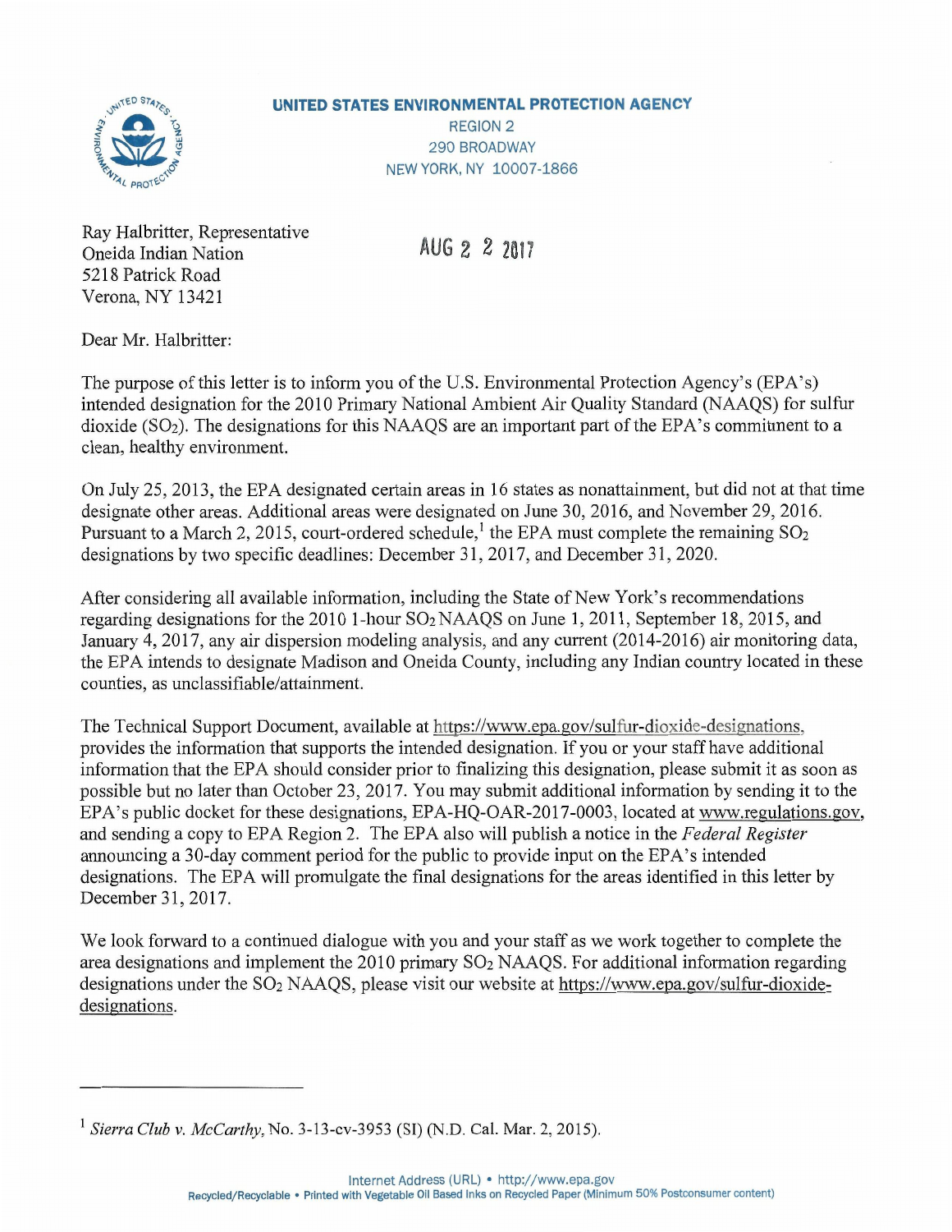**UNITED STATES ENVIRONMENTAL PROTECTION AGENCY**

REGION 2
290 BROADWAY
NEW YORK, NY 10007-1866

Ray Halbritter, Representative
Oneida Indian Nation
5218 Patrick Road
Verona, NY 13421

AUG 2 2 2017

Dear Mr. Halbritter:

The purpose of this letter is to inform you of the U.S. Environmental Protection Agency's (EPA's) intended designation for the 2010 Primary National Ambient Air Quality Standard (NAAQS) for sulfur dioxide ($SO_2$). The designations for this NAAQS are an important part of the EPA's commitment to a clean, healthy environment.

On July 25, 2013, the EPA designated certain areas in 16 states as nonattainment, but did not at that time designate other areas. Additional areas were designated on June 30, 2016, and November 29, 2016. Pursuant to a March 2, 2015, court-ordered schedule,[1] the EPA must complete the remaining $SO_2$ designations by two specific deadlines: December 31, 2017, and December 31, 2020.

After considering all available information, including the State of New York's recommendations regarding designations for the 2010 1-hour $SO_2$ NAAQS on June 1, 2011, September 18, 2015, and January 4, 2017, any air dispersion modeling analysis, and any current (2014-2016) air monitoring data, the EPA intends to designate Madison and Oneida County, including any Indian country located in these counties, as unclassifiable/attainment.

The Technical Support Document, available at https://www.epa.gov/sulfur-dioxide-designations, provides the information that supports the intended designation. If you or your staff have additional information that the EPA should consider prior to finalizing this designation, please submit it as soon as possible but no later than October 23, 2017. You may submit additional information by sending it to the EPA's public docket for these designations, EPA-HQ-OAR-2017-0003, located at www.regulations.gov, and sending a copy to EPA Region 2. The EPA also will publish a notice in the *Federal Register* announcing a 30-day comment period for the public to provide input on the EPA's intended designations. The EPA will promulgate the final designations for the areas identified in this letter by December 31, 2017.

We look forward to a continued dialogue with you and your staff as we work together to complete the area designations and implement the 2010 primary $SO_2$ NAAQS. For additional information regarding designations under the $SO_2$ NAAQS, please visit our website at https://www.epa.gov/sulfur-dioxide-designations.

---

[1] *Sierra Club v. McCarthy*, No. 3-13-cv-3953 (SI) (N.D. Cal. Mar. 2, 2015).

Internet Address (URL) • http://www.epa.gov
Recycled/Recyclable • Printed with Vegetable Oil Based Inks on Recycled Paper (Minimum 50% Postconsumer content)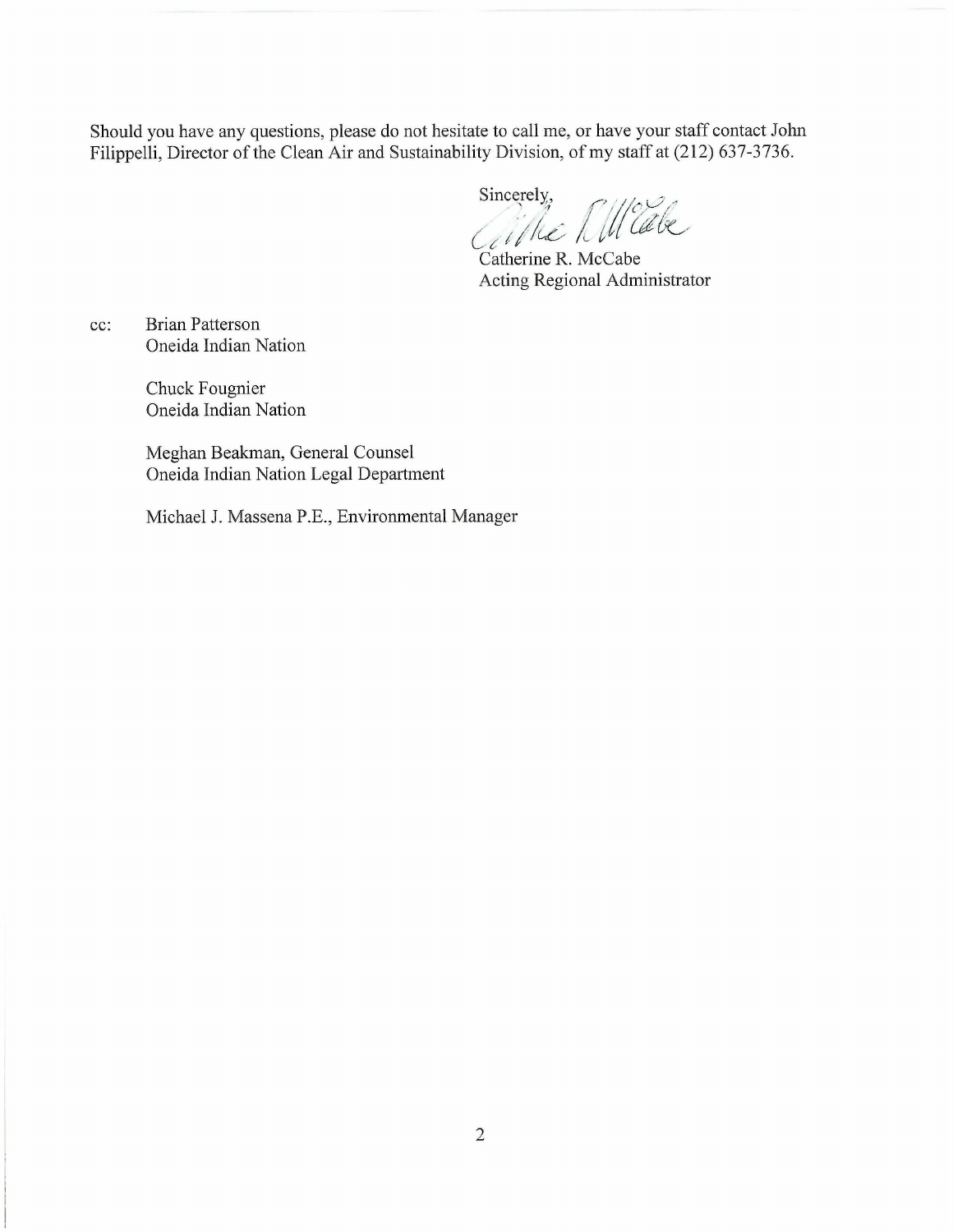Should you have any questions, please do not hesitate to call me, or have your staff contact John Filippelli, Director of the Clean Air and Sustainability Division, of my staff at (212) 637-3736.

Sincerely,

Catherine R. McCabe
Acting Regional Administrator

cc: Brian Patterson
Oneida Indian Nation

Chuck Fougnier
Oneida Indian Nation

Meghan Beakman, General Counsel
Oneida Indian Nation Legal Department

Michael J. Massena P.E., Environmental Manager